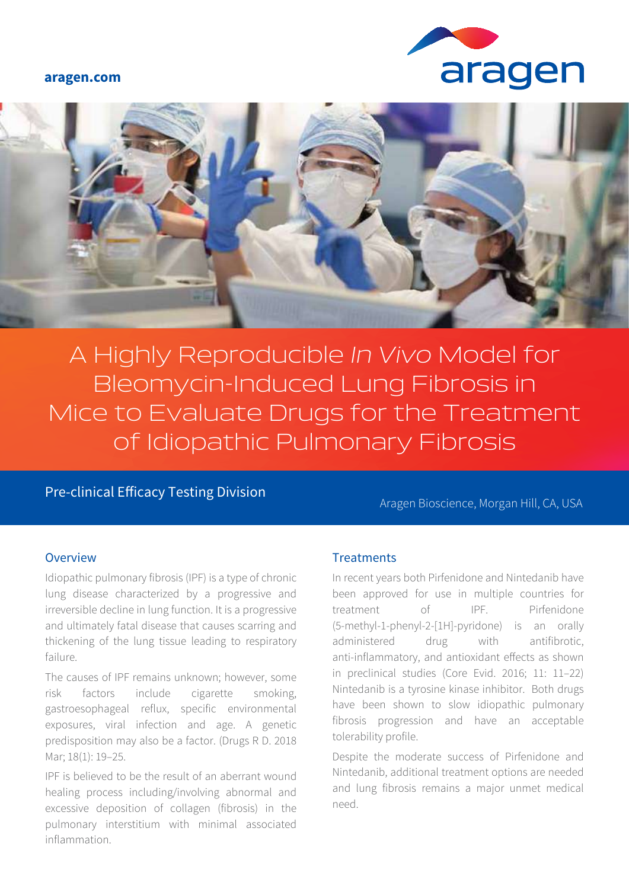aragen.com

# A Highly Reproducible *In Vivo* Model for Bleomycin-Induced Lung Fibrosis in Mice to Evaluate Drugs for the Treatment of Idiopathic Pulmonary Fibrosis

Pre-clinical Efficacy Testing Division

Aragen Bioscience, Morgan Hill, CA, USA

## Overview

Idiopathic pulmonary fibrosis (IPF) is a type of chronic lung disease characterized by a progressive and irreversible decline in lung function. It is a progressive and ultimately fatal disease that causes scarring and thickening of the lung tissue leading to respiratory failure.

The causes of IPF remains unknown; however, some risk factors include cigarette smoking, gastroesophageal reflux, specific environmental exposures, viral infection and age. A genetic predisposition may also be a factor. (Drugs R D. 2018 Mar; 18(1): 19–25.

IPF is believed to be the result of an aberrant wound healing process including/involving abnormal and excessive deposition of collagen (fibrosis) in the pulmonary interstitium with minimal associated inflammation.

## Treatments

In recent years both Pirfenidone and Nintedanib have been approved for use in multiple countries for treatment of IPF. Pirfenidone (5-methyl-1-phenyl-2-[1H]-pyridone) is an orally administered drug with antifibrotic, anti-inflammatory, and antioxidant effects as shown in preclinical studies (Core Evid. 2016; 11: 11–22) Nintedanib is a tyrosine kinase inhibitor. Both drugs have been shown to slow idiopathic pulmonary fibrosis progression and have an acceptable tolerability profile.

Despite the moderate success of Pirfenidone and Nintedanib, additional treatment options are needed and lung fibrosis remains a major unmet medical need.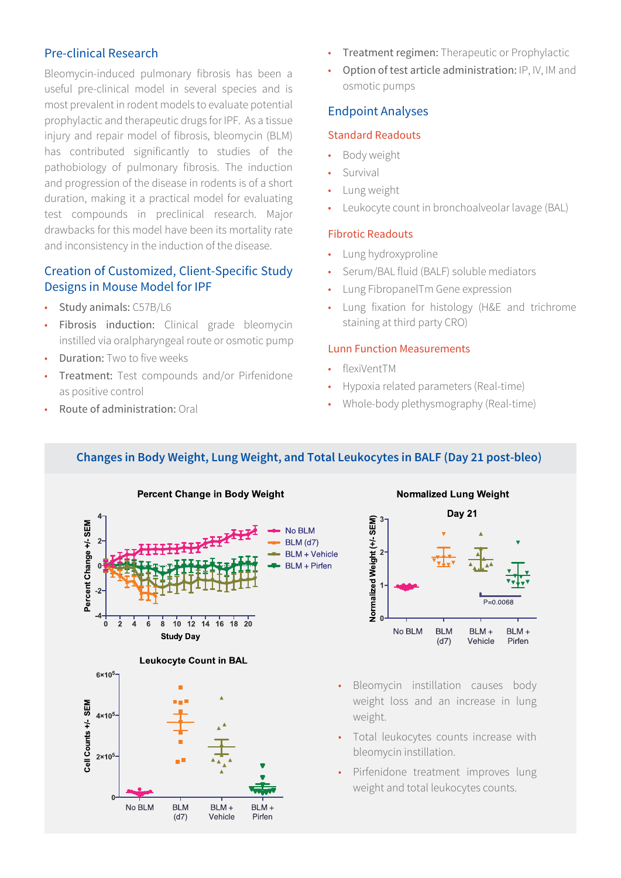## Pre-clinical Research

Bleomycin-induced pulmonary fibrosis has been a useful pre-clinical model in several species and is most prevalent in rodent models to evaluate potential prophylactic and therapeutic drugs for IPF. As a tissue injury and repair model of fibrosis, bleomycin (BLM) has contributed significantly to studies of the pathobiology of pulmonary fibrosis. The induction and progression of the disease in rodents is of a short duration, making it a practical model for evaluating test compounds in preclinical research. Major drawbacks for this model have been its mortality rate and inconsistency in the induction of the disease.

## Creation of Customized, Client-Specific Study Designs in Mouse Model for IPF

- **Study animals:** C57B/L6
- **Fibrosis induction:** Clinical grade bleomycin instilled via oralpharyngeal route or osmotic pump
- **Duration:** Two to five weeks
- **Treatment:** Test compounds and/or Pirfenidone as positive control
- **Route of administration:** Oral
- **Treatment regimen:** Therapeutic or Prophylactic
- **Option of test article administration:** IP, IV, IM and osmotic pumps

## Endpoint Analyses

### Standard Readouts

- Body weight
- Survival
- Lung weight
- Leukocyte count in bronchoalveolar lavage (BAL)

### Fibrotic Readouts

- Lung hydroxyproline
- Serum/BAL fluid (BALF) soluble mediators
- Lung FibropanelTm Gene expression
- Lung fixation for histology (H&E and trichrome staining at third party CRO)

### Lunn Function Measurements

- flexiVentTM
- Hypoxia related parameters (Real-time)
- Whole-body plethysmography (Real-time)

## Changes in Body Weight, Lung Weight, and Total Leukocytes in BALF (Day 21 post-bleo)

- Bleomycin instillation causes body weight loss and an increase in lung weight.
- Total leukocytes counts increase with bleomycin instillation.
- Pirfenidone treatment improves lung weight and total leukocytes counts.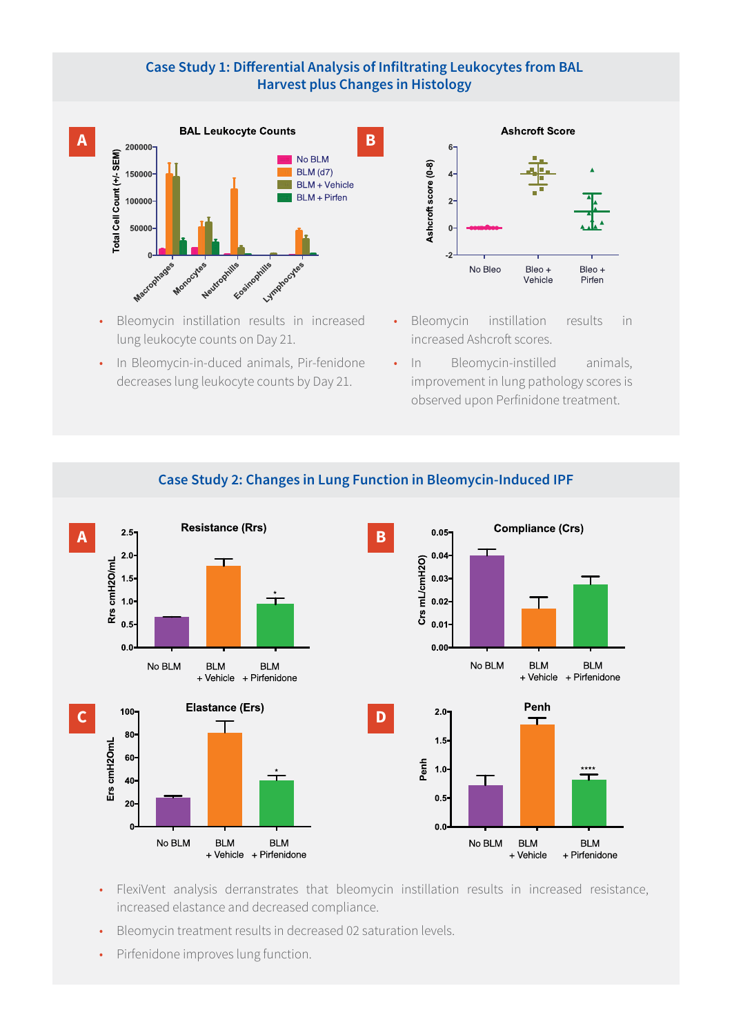## Case Study 1: Differential Analysis of Infiltrating Leukocytes from BAL Harvest plus Changes in Histology

**A** — BAL Leukocyte Counts

**B** — Ashcroft Score

- Bleomycin instillation results in increased lung leukocyte counts on Day 21.
- In Bleomycin-in-duced animals, Pir-fenidone decreases lung leukocyte counts by Day 21.

- Bleomycin instillation results in increased Ashcroft scores.
- In Bleomycin-instilled animals, improvement in lung pathology scores is observed upon Perfinidone treatment.

## Case Study 2: Changes in Lung Function in Bleomycin-Induced IPF

**A** — Resistance (Rrs)

**B** — Compliance (Crs)

**C** — Elastance (Ers)

**D** — Penh

- FlexiVent analysis derranstrates that bleomycin instillation results in increased resistance, increased elastance and decreased compliance.
- Bleomycin treatment results in decreased 02 saturation levels.
- Pirfenidone improves lung function.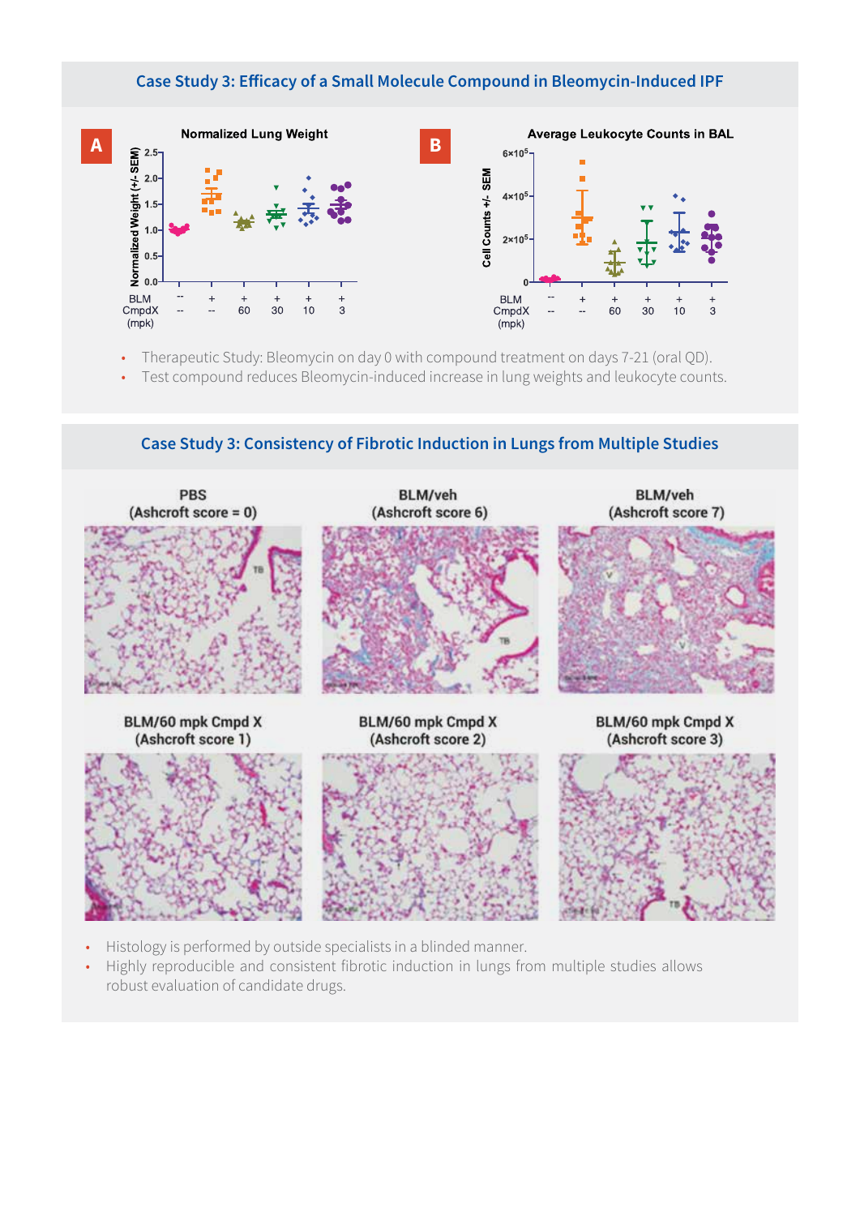## Case Study 3: Efficacy of a Small Molecule Compound in Bleomycin-Induced IPF

**A** Normalized Lung Weight

**B** Average Leukocyte Counts in BAL

| BLM | -- | + | + | + | + | + |
|---|---|---|---|---|---|---|
| CmpdX (mpk) | -- | -- | 60 | 30 | 10 | 3 |

- Therapeutic Study: Bleomycin on day 0 with compound treatment on days 7-21 (oral QD).
- Test compound reduces Bleomycin-induced increase in lung weights and leukocyte counts.

## Case Study 3: Consistency of Fibrotic Induction in Lungs from Multiple Studies

PBS (Ashcroft score = 0)

BLM/veh (Ashcroft score 6)

BLM/veh (Ashcroft score 7)

BLM/60 mpk Cmpd X (Ashcroft score 1)

BLM/60 mpk Cmpd X (Ashcroft score 2)

BLM/60 mpk Cmpd X (Ashcroft score 3)

- Histology is performed by outside specialists in a blinded manner.
- Highly reproducible and consistent fibrotic induction in lungs from multiple studies allows robust evaluation of candidate drugs.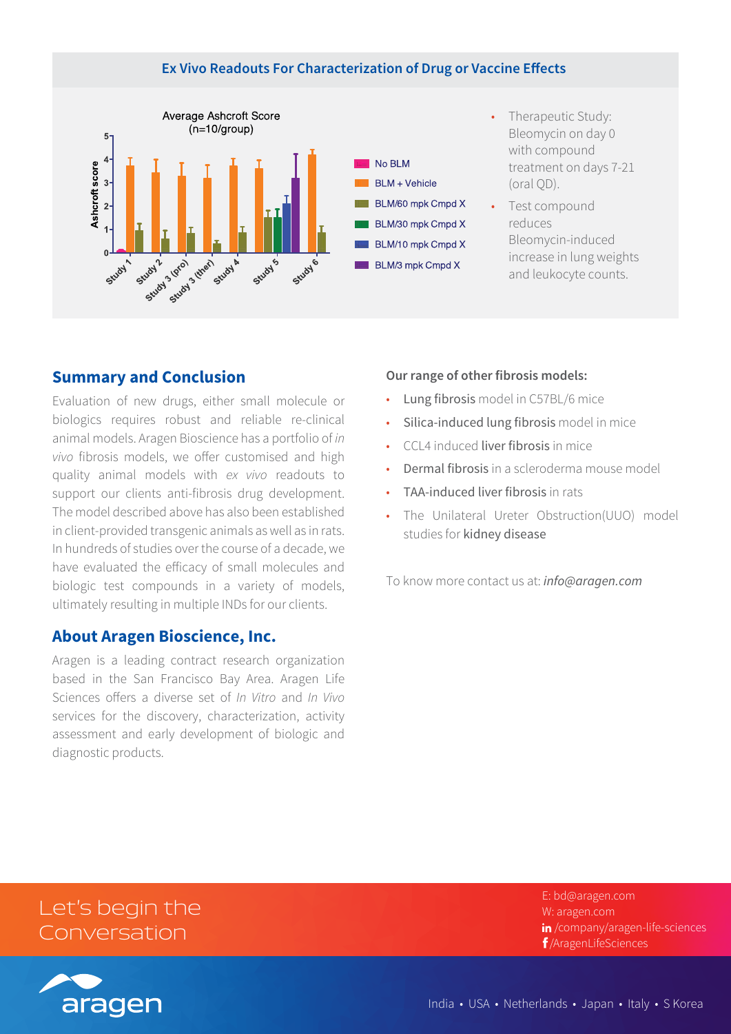## Ex Vivo Readouts For Characterization of Drug or Vaccine Effects

Average Ashcroft Score
(n=10/group)

Ashcroft score

0
1
2
3
4
5

Study 1
Study 2
Study 3 (pro)
Study 3 (ther)
Study 4
Study 5
Study 6

No BLM
BLM + Vehicle
BLM/60 mpk Cmpd X
BLM/30 mpk Cmpd X
BLM/10 mpk Cmpd X
BLM/3 mpk Cmpd X

- Therapeutic Study: Bleomycin on day 0 with compound treatment on days 7-21 (oral QD).
- Test compound reduces Bleomycin-induced increase in lung weights and leukocyte counts.

## Summary and Conclusion

Evaluation of new drugs, either small molecule or biologics requires robust and reliable re-clinical animal models. Aragen Bioscience has a portfolio of *in vivo* fibrosis models, we offer customised and high quality animal models with *ex vivo* readouts to support our clients anti-fibrosis drug development. The model described above has also been established in client-provided transgenic animals as well as in rats. In hundreds of studies over the course of a decade, we have evaluated the efficacy of small molecules and biologic test compounds in a variety of models, ultimately resulting in multiple INDs for our clients.

## About Aragen Bioscience, Inc.

Aragen is a leading contract research organization based in the San Francisco Bay Area. Aragen Life Sciences offers a diverse set of *In Vitro* and *In Vivo* services for the discovery, characterization, activity assessment and early development of biologic and diagnostic products.

**Our range of other fibrosis models:**

- Lung fibrosis model in C57BL/6 mice
- Silica-induced lung fibrosis model in mice
- CCL4 induced liver fibrosis in mice
- Dermal fibrosis in a scleroderma mouse model
- TAA-induced liver fibrosis in rats
- The Unilateral Ureter Obstruction(UUO) model studies for kidney disease

To know more contact us at: ***info@aragen.com***

Let's begin the Conversation

E: bd@aragen.com
W: aragen.com
/company/aragen-life-sciences
/AragenLifeSciences

aragen

India • USA • Netherlands • Japan • Italy • S Korea